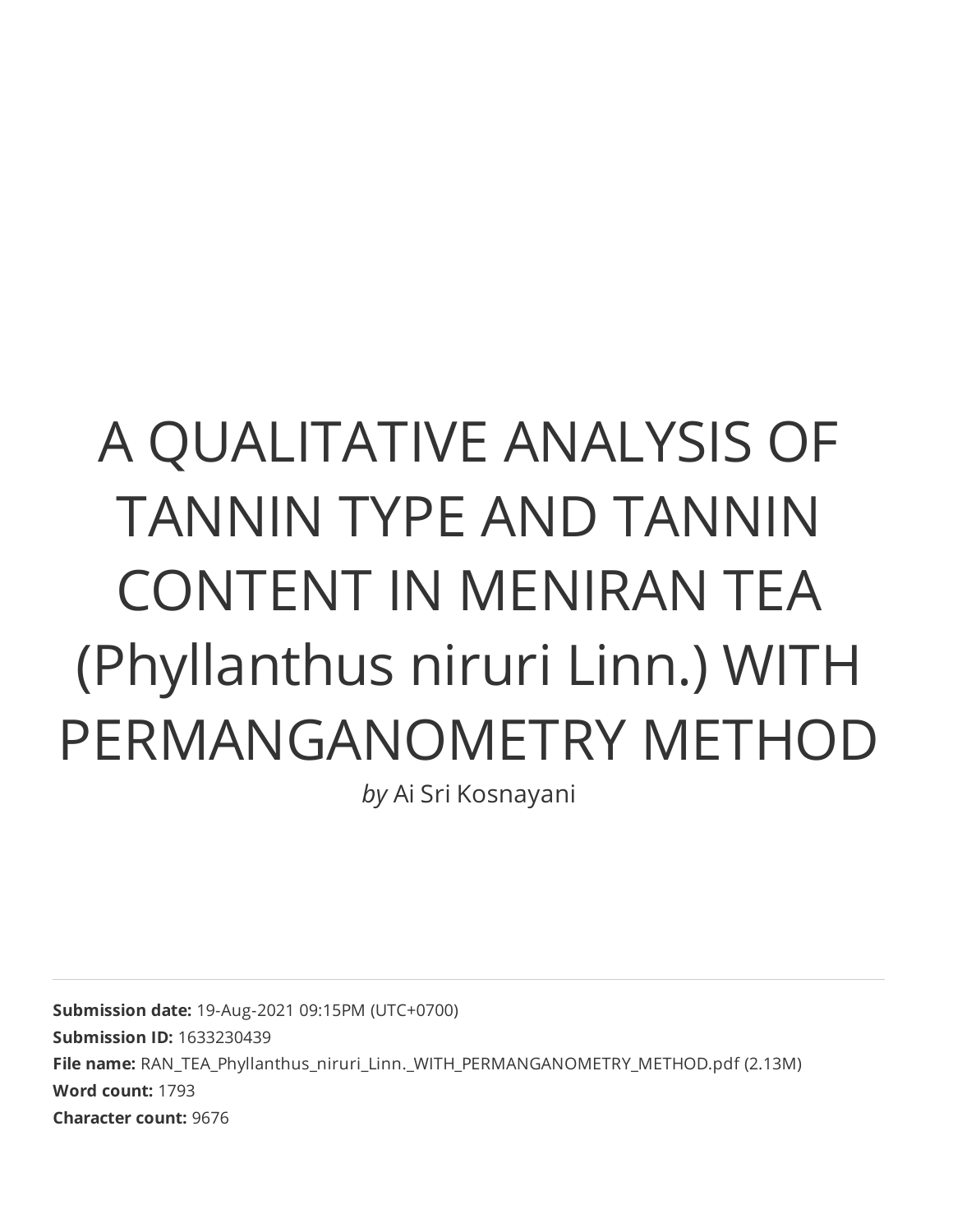# A QUALITATIVE ANALYSIS OF TANNIN TYPE AND TANNIN CONTENT IN MENIRAN TEA (Phyllanthus niruri Linn.) WITH PERMANGANOMETRY METHOD

*by* Ai Sri Kosnayani

**Submission date:** 19-Aug-2021 09:15PM (UTC+0700)

**Submission ID:** 1633230439

**File name:** RAN_TEA_Phyllanthus_niruri_Linn._WITH_PERMANGANOMETRY_METHOD.pdf (2.13M)

**Word count:** 1793

**Character count:** 9676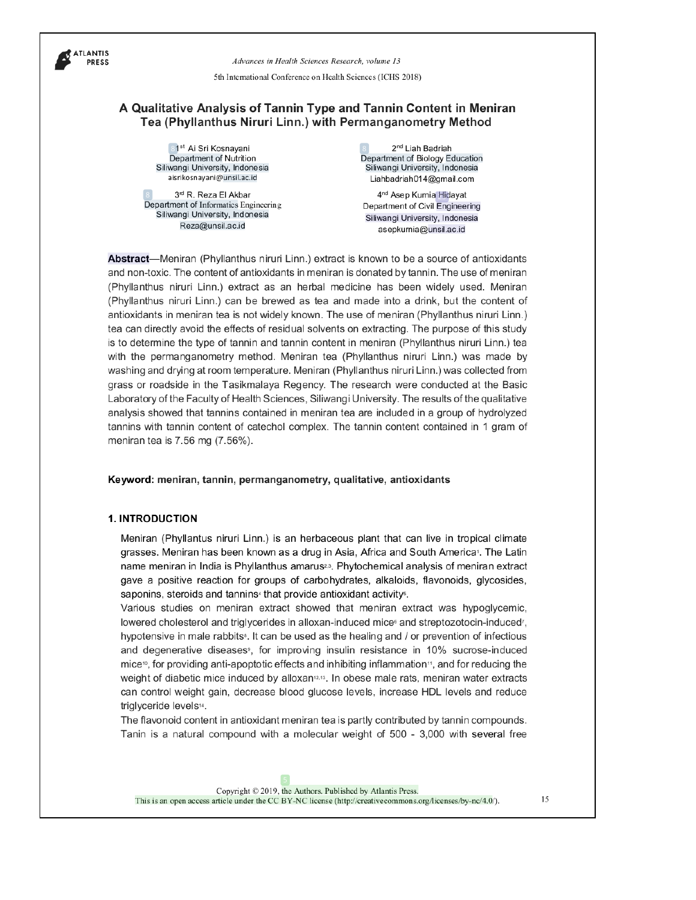# A Qualitative Analysis of Tannin Type and Tannin Content in Meniran Tea (Phyllanthus Niruri Linn.) with Permanganometry Method

1st Ai Sri Kosnayani
Department of Nutrition
Siliwangi University, Indonesia
aisrikosnayani@unsil.ac.id

2nd Liah Badriah
Department of Biology Education
Siliwangi University, Indonesia
Liahbadriah014@gmail.com

3rd R. Reza El Akbar
Department of Informatics Engineering
Siliwangi University, Indonesia
Reza@unsil.ac.id

4th Asep Kurnia Hidayat
Department of Civil Engineering
Siliwangi University, Indonesia
asepkurnia@unsil.ac.id

**Abstract**—Meniran (Phyllanthus niruri Linn.) extract is known to be a source of antioxidants and non-toxic. The content of antioxidants in meniran is donated by tannin. The use of meniran (Phyllanthus niruri Linn.) extract as an herbal medicine has been widely used. Meniran (Phyllanthus niruri Linn.) can be brewed as tea and made into a drink, but the content of antioxidants in meniran tea is not widely known. The use of meniran (Phyllanthus niruri Linn.) tea can directly avoid the effects of residual solvents on extracting. The purpose of this study is to determine the type of tannin and tannin content in meniran (Phyllanthus niruri Linn.) tea with the permanganometry method. Meniran tea (Phyllanthus niruri Linn.) was made by washing and drying at room temperature. Meniran (Phyllanthus niruri Linn.) was collected from grass or roadside in the Tasikmalaya Regency. The research were conducted at the Basic Laboratory of the Faculty of Health Sciences, Siliwangi University. The results of the qualitative analysis showed that tannins contained in meniran tea are included in a group of hydrolyzed tannins with tannin content of catechol complex. The tannin content contained in 1 gram of meniran tea is 7.56 mg (7.56%).

**Keyword: meniran, tannin, permanganometry, qualitative, antioxidants**

## 1. INTRODUCTION

Meniran (Phyllantus niruri Linn.) is an herbaceous plant that can live in tropical climate grasses. Meniran has been known as a drug in Asia, Africa and South America[1]. The Latin name meniran in India is Phyllanthus amarus[2,3]. Phytochemical analysis of meniran extract gave a positive reaction for groups of carbohydrates, alkaloids, flavonoids, glycosides, saponins, steroids and tannins[4] that provide antioxidant activity[5].

Various studies on meniran extract showed that meniran extract was hypoglycemic, lowered cholesterol and triglycerides in alloxan-induced mice[6] and streptozotocin-induced[7], hypotensive in male rabbits[8]. It can be used as the healing and / or prevention of infectious and degenerative diseases[9], for improving insulin resistance in 10% sucrose-induced mice[10], for providing anti-apoptotic effects and inhibiting inflammation[11], and for reducing the weight of diabetic mice induced by alloxan[12,13]. In obese male rats, meniran water extracts can control weight gain, decrease blood glucose levels, increase HDL levels and reduce triglyceride levels[14].

The flavonoid content in antioxidant meniran tea is partly contributed by tannin compounds. Tanin is a natural compound with a molecular weight of 500 - 3,000 with several free

Copyright © 2019, the Authors. Published by Atlantis Press.
This is an open access article under the CC BY-NC license (http://creativecommons.org/licenses/by-nc/4.0/).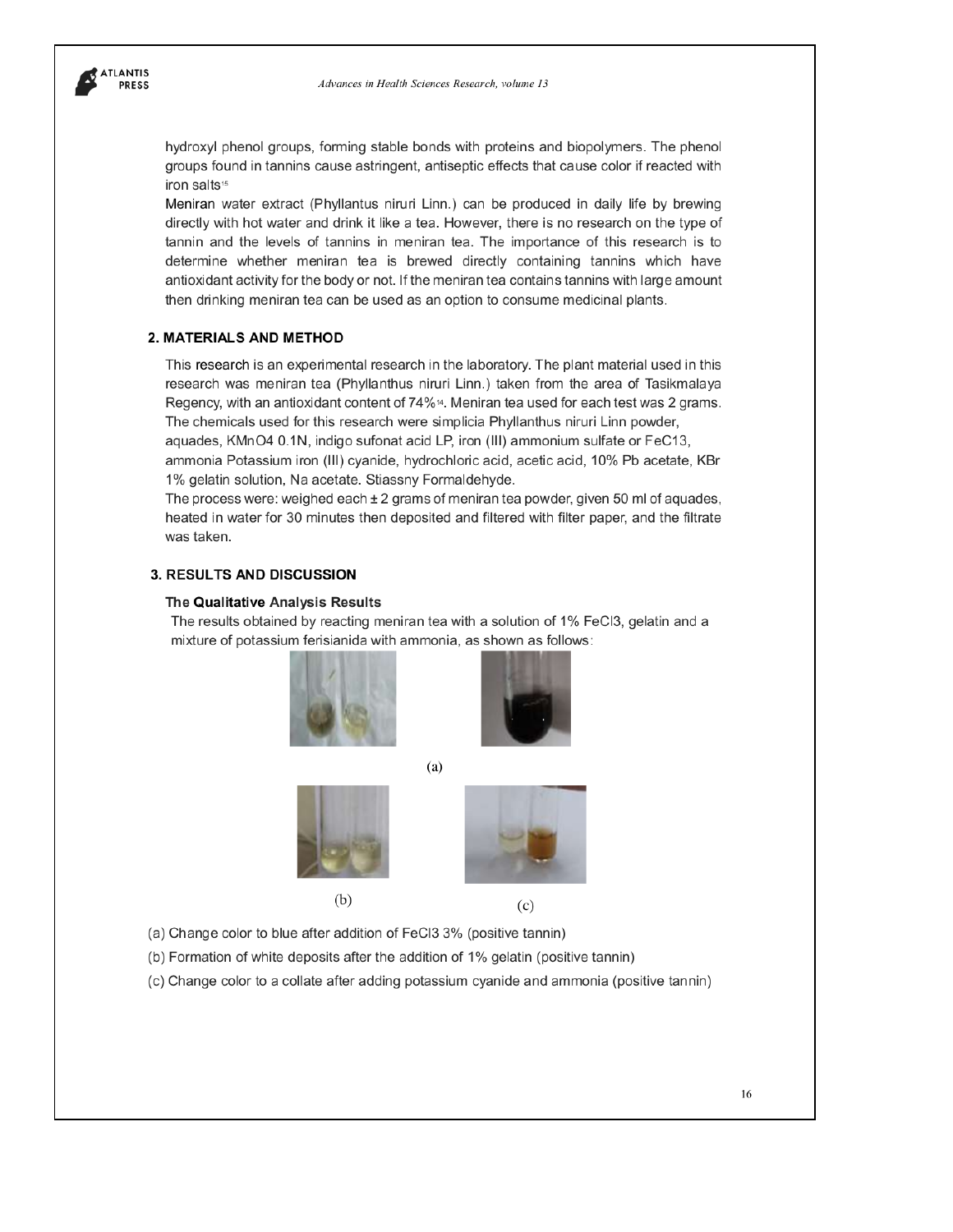hydroxyl phenol groups, forming stable bonds with proteins and biopolymers. The phenol groups found in tannins cause astringent, antiseptic effects that cause color if reacted with iron salts[15]

Meniran water extract (Phyllantus niruri Linn.) can be produced in daily life by brewing directly with hot water and drink it like a tea. However, there is no research on the type of tannin and the levels of tannins in meniran tea. The importance of this research is to determine whether meniran tea is brewed directly containing tannins which have antioxidant activity for the body or not. If the meniran tea contains tannins with large amount then drinking meniran tea can be used as an option to consume medicinal plants.

## 2. MATERIALS AND METHOD

This research is an experimental research in the laboratory. The plant material used in this research was meniran tea (Phyllanthus niruri Linn.) taken from the area of Tasikmalaya Regency, with an antioxidant content of 74%[14]. Meniran tea used for each test was 2 grams. The chemicals used for this research were simplicia Phyllanthus niruri Linn powder, aquades, $KMnO_4$ 0.1N, indigo sufonat acid LP, iron (III) ammonium sulfate or FeC13, ammonia Potassium iron (III) cyanide, hydrochloric acid, acetic acid, 10% Pb acetate, KBr 1% gelatin solution, Na acetate. Stiassny Formaldehyde.

The process were: weighed each ± 2 grams of meniran tea powder, given 50 ml of aquades, heated in water for 30 minutes then deposited and filtered with filter paper, and the filtrate was taken.

## 3. RESULTS AND DISCUSSION

### The Qualitative Analysis Results

The results obtained by reacting meniran tea with a solution of 1% $FeCl_3$, gelatin and a mixture of potassium ferisianida with ammonia, as shown as follows:

(a)

(b)

(c)

(a) Change color to blue after addition of $FeCl_3$ 3% (positive tannin)

(b) Formation of white deposits after the addition of 1% gelatin (positive tannin)

(c) Change color to a collate after adding potassium cyanide and ammonia (positive tannin)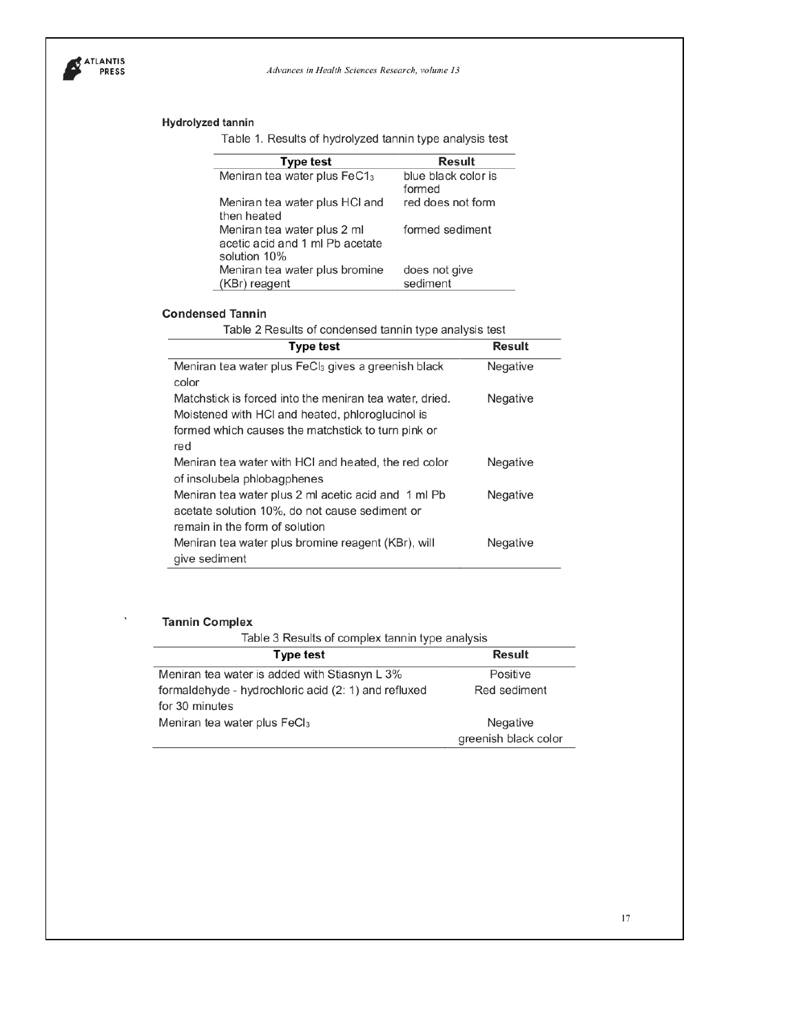### Hydrolyzed tannin

Table 1. Results of hydrolyzed tannin type analysis test

| Type test | Result |
|---|---|
| Meniran tea water plus $FeC1_3$ | blue black color is formed |
| Meniran tea water plus HCl and then heated | red does not form |
| Meniran tea water plus 2 ml acetic acid and 1 ml Pb acetate solution 10% | formed sediment |
| Meniran tea water plus bromine (KBr) reagent | does not give sediment |

### Condensed Tannin

Table 2 Results of condensed tannin type analysis test

| Type test | Result |
|---|---|
| Meniran tea water plus $FeCl_3$ gives a greenish black color | Negative |
| Matchstick is forced into the meniran tea water, dried. Moistened with HCl and heated, phloroglucinol is formed which causes the matchstick to turn pink or red | Negative |
| Meniran tea water with HCl and heated, the red color of insolubela phlobagphenes | Negative |
| Meniran tea water plus 2 ml acetic acid and 1 ml Pb acetate solution 10%, do not cause sediment or remain in the form of solution | Negative |
| Meniran tea water plus bromine reagent (KBr), will give sediment | Negative |

### Tannin Complex

Table 3 Results of complex tannin type analysis

| Type test | Result |
|---|---|
| Meniran tea water is added with Stiasnyn L 3% formaldehyde - hydrochloric acid (2: 1) and refluxed for 30 minutes | Positive Red sediment |
| Meniran tea water plus $FeCl_3$ | Negative greenish black color |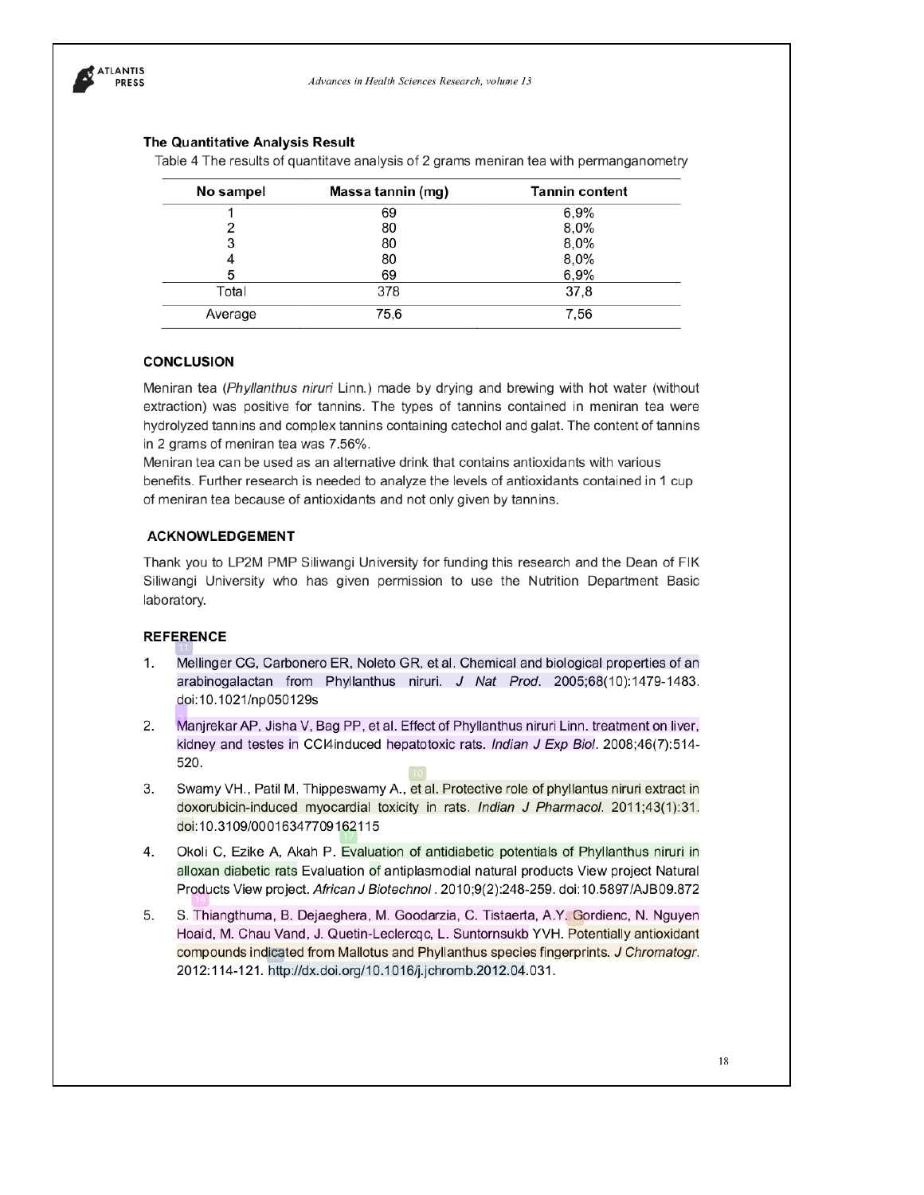### The Quantitative Analysis Result

Table 4 The results of quantitave analysis of 2 grams meniran tea with permanganometry

| No sampel | Massa tannin (mg) | Tannin content |
|---|---|---|
| 1 | 69 | 6,9% |
| 2 | 80 | 8,0% |
| 3 | 80 | 8,0% |
| 4 | 80 | 8,0% |
| 5 | 69 | 6,9% |
| Total | 378 | 37,8 |
| Average | 75,6 | 7,56 |

### CONCLUSION

Meniran tea (*Phyllanthus niruri* Linn.) made by drying and brewing with hot water (without extraction) was positive for tannins. The types of tannins contained in meniran tea were hydrolyzed tannins and complex tannins containing catechol and galat. The content of tannins in 2 grams of meniran tea was 7.56%.

Meniran tea can be used as an alternative drink that contains antioxidants with various benefits. Further research is needed to analyze the levels of antioxidants contained in 1 cup of meniran tea because of antioxidants and not only given by tannins.

### ACKNOWLEDGEMENT

Thank you to LP2M PMP Siliwangi University for funding this research and the Dean of FIK Siliwangi University who has given permission to use the Nutrition Department Basic laboratory.

### REFERENCE

1. Mellinger CG, Carbonero ER, Noleto GR, et al. Chemical and biological properties of an arabinogalactan from Phyllanthus niruri. *J Nat Prod*. 2005;68(10):1479-1483. doi:10.1021/np050129s
2. Manjrekar AP, Jisha V, Bag PP, et al. Effect of Phyllanthus niruri Linn. treatment on liver, kidney and testes in CCl4induced hepatotoxic rats. *Indian J Exp Biol*. 2008;46(7):514-520.
3. Swamy VH., Patil M, Thippeswamy A., et al. Protective role of phyllantus niruri extract in doxorubicin-induced myocardial toxicity in rats. *Indian J Pharmacol*. 2011;43(1):31. doi:10.3109/00016347709162115
4. Okoli C, Ezike A, Akah P. Evaluation of antidiabetic potentials of Phyllanthus niruri in alloxan diabetic rats Evaluation of antiplasmodial natural products View project Natural Products View project. *African J Biotechnol* . 2010;9(2):248-259. doi:10.5897/AJB09.872
5. S. Thiangthuma, B. Dejaeghera, M. Goodarzia, C. Tistaerta, A.Y. Gordienc, N. Nguyen Hoaid, M. Chau Vand, J. Quetin-Leclercqc, L. Suntornsukb YVH. Potentially antioxidant compounds indicated from Mallotus and Phyllanthus species fingerprints. *J Chromatogr*. 2012:114-121. http://dx.doi.org/10.1016/j.jchromb.2012.04.031.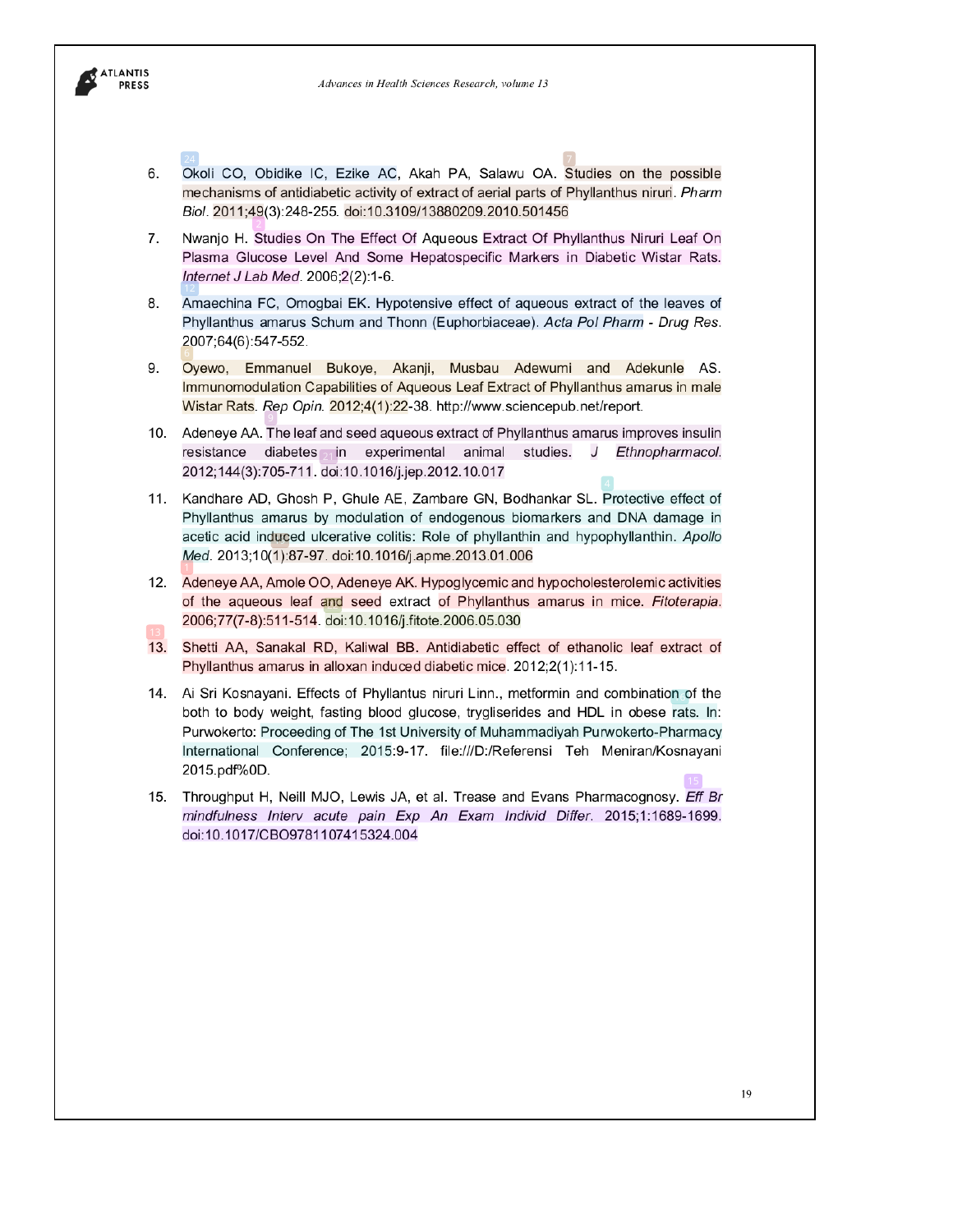6. Okoli CO, Obidike IC, Ezike AC, Akah PA, Salawu OA. Studies on the possible mechanisms of antidiabetic activity of extract of aerial parts of Phyllanthus niruri. *Pharm Biol*. 2011;49(3):248-255. doi:10.3109/13880209.2010.501456

7. Nwanjo H. Studies On The Effect Of Aqueous Extract Of Phyllanthus Niruri Leaf On Plasma Glucose Level And Some Hepatospecific Markers in Diabetic Wistar Rats. *Internet J Lab Med*. 2006;2(2):1-6.

8. Amaechina FC, Omogbai EK. Hypotensive effect of aqueous extract of the leaves of Phyllanthus amarus Schum and Thonn (Euphorbiaceae). *Acta Pol Pharm - Drug Res*. 2007;64(6):547-552.

9. Oyewo, Emmanuel Bukoye, Akanji, Musbau Adewumi and Adekunle AS. Immunomodulation Capabilities of Aqueous Leaf Extract of Phyllanthus amarus in male Wistar Rats. *Rep Opin*. 2012;4(1):22-38. http://www.sciencepub.net/report.

10. Adeneye AA. The leaf and seed aqueous extract of Phyllanthus amarus improves insulin resistance diabetes in experimental animal studies. *J Ethnopharmacol*. 2012;144(3):705-711. doi:10.1016/j.jep.2012.10.017

11. Kandhare AD, Ghosh P, Ghule AE, Zambare GN, Bodhankar SL. Protective effect of Phyllanthus amarus by modulation of endogenous biomarkers and DNA damage in acetic acid induced ulcerative colitis: Role of phyllanthin and hypophyllanthin. *Apollo Med*. 2013;10(1):87-97. doi:10.1016/j.apme.2013.01.006

12. Adeneye AA, Amole OO, Adeneye AK. Hypoglycemic and hypocholesterolemic activities of the aqueous leaf and seed extract of Phyllanthus amarus in mice. *Fitoterapia*. 2006;77(7-8):511-514. doi:10.1016/j.fitote.2006.05.030

13. Shetti AA, Sanakal RD, Kaliwal BB. Antidiabetic effect of ethanolic leaf extract of Phyllanthus amarus in alloxan induced diabetic mice. 2012;2(1):11-15.

14. Ai Sri Kosnayani. Effects of Phyllantus niruri Linn., metformin and combination of the both to body weight, fasting blood glucose, trygliserides and HDL in obese rats. In: Purwokerto: Proceeding of The 1st University of Muhammadiyah Purwokerto-Pharmacy International Conference; 2015:9-17. file:///D:/Referensi Teh Meniran/Kosnayani 2015.pdf%0D.

15. Throughput H, Neill MJO, Lewis JA, et al. Trease and Evans Pharmacognosy. *Eff Br mindfulness Interv acute pain Exp An Exam Individ Differ*. 2015;1:1689-1699. doi:10.1017/CBO9781107415324.004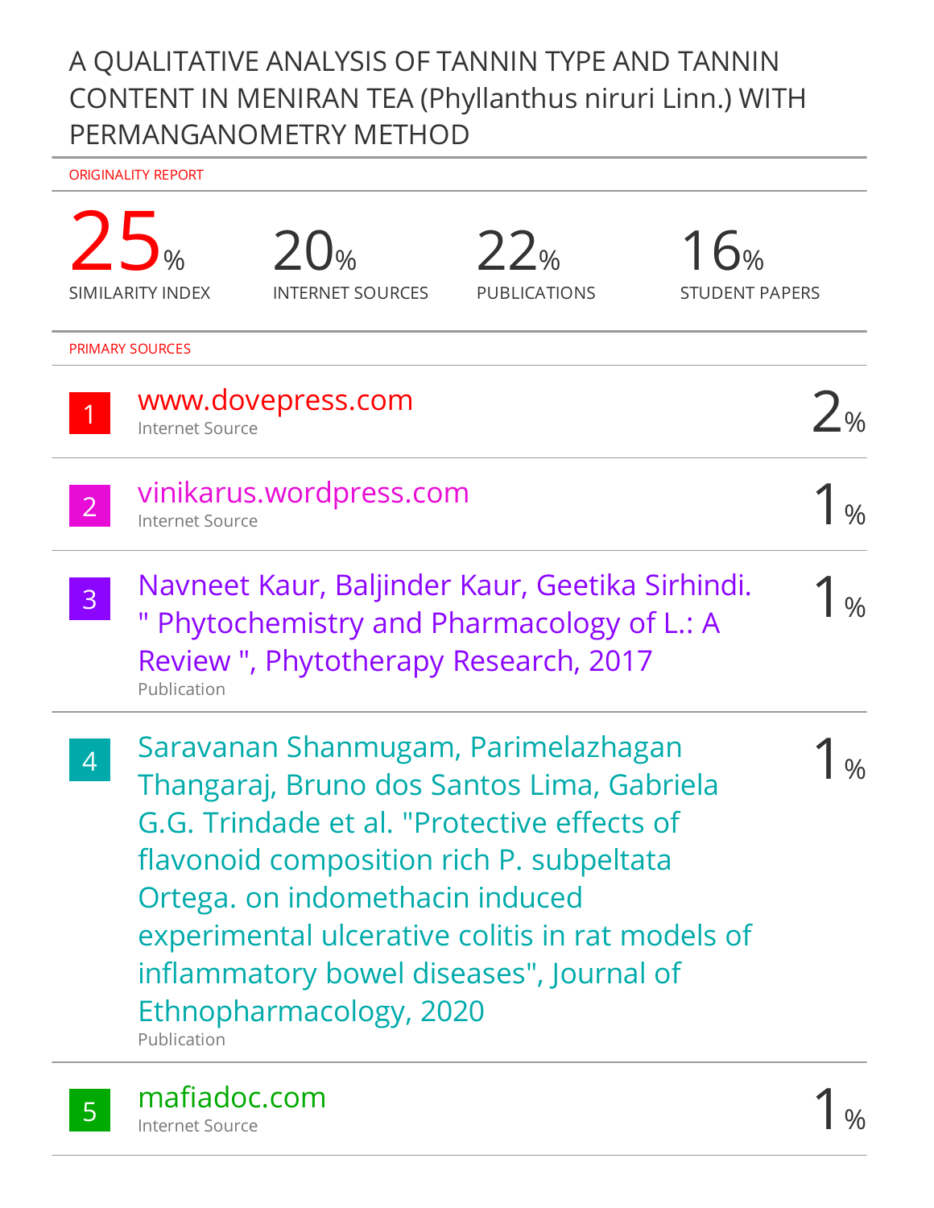# A QUALITATIVE ANALYSIS OF TANNIN TYPE AND TANNIN CONTENT IN MENIRAN TEA (Phyllanthus niruri Linn.) WITH PERMANGANOMETRY METHOD

ORIGINALITY REPORT

| 25% | 20% | 22% | 16% |
|---|---|---|---|
| SIMILARITY INDEX | INTERNET SOURCES | PUBLICATIONS | STUDENT PAPERS |

PRIMARY SOURCES

| | | |
|---|---|---|
| 1 | www.dovepress.com<br>Internet Source | 2% |
| 2 | vinikarus.wordpress.com<br>Internet Source | 1% |
| 3 | Navneet Kaur, Baljinder Kaur, Geetika Sirhindi. " Phytochemistry and Pharmacology of L.: A Review ", Phytotherapy Research, 2017<br>Publication | 1% |
| 4 | Saravanan Shanmugam, Parimelazhagan Thangaraj, Bruno dos Santos Lima, Gabriela G.G. Trindade et al. "Protective effects of flavonoid composition rich P. subpeltata Ortega. on indomethacin induced experimental ulcerative colitis in rat models of inflammatory bowel diseases", Journal of Ethnopharmacology, 2020<br>Publication | 1% |
| 5 | mafiadoc.com<br>Internet Source | 1% |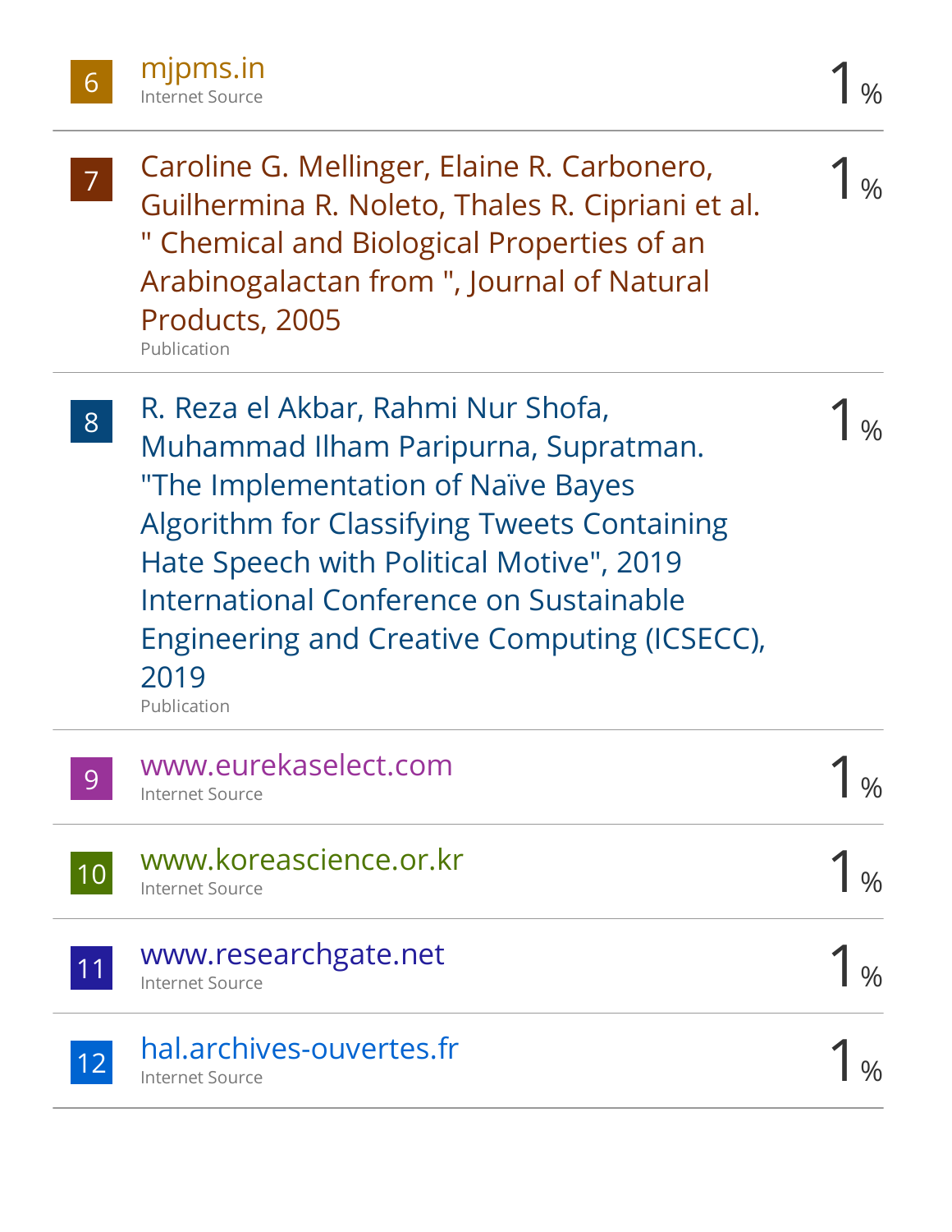| | | |
|---|---|---|
| 6 | mjpms.in<br>Internet Source | 1% |
| 7 | Caroline G. Mellinger, Elaine R. Carbonero, Guilhermina R. Noleto, Thales R. Cipriani et al. " Chemical and Biological Properties of an Arabinogalactan from ", Journal of Natural Products, 2005<br>Publication | 1% |
| 8 | R. Reza el Akbar, Rahmi Nur Shofa, Muhammad Ilham Paripurna, Supratman. "The Implementation of Naïve Bayes Algorithm for Classifying Tweets Containing Hate Speech with Political Motive", 2019 International Conference on Sustainable Engineering and Creative Computing (ICSECC), 2019<br>Publication | 1% |
| 9 | www.eurekaselect.com<br>Internet Source | 1% |
| 10 | www.koreascience.or.kr<br>Internet Source | 1% |
| 11 | www.researchgate.net<br>Internet Source | 1% |
| 12 | hal.archives-ouvertes.fr<br>Internet Source | 1% |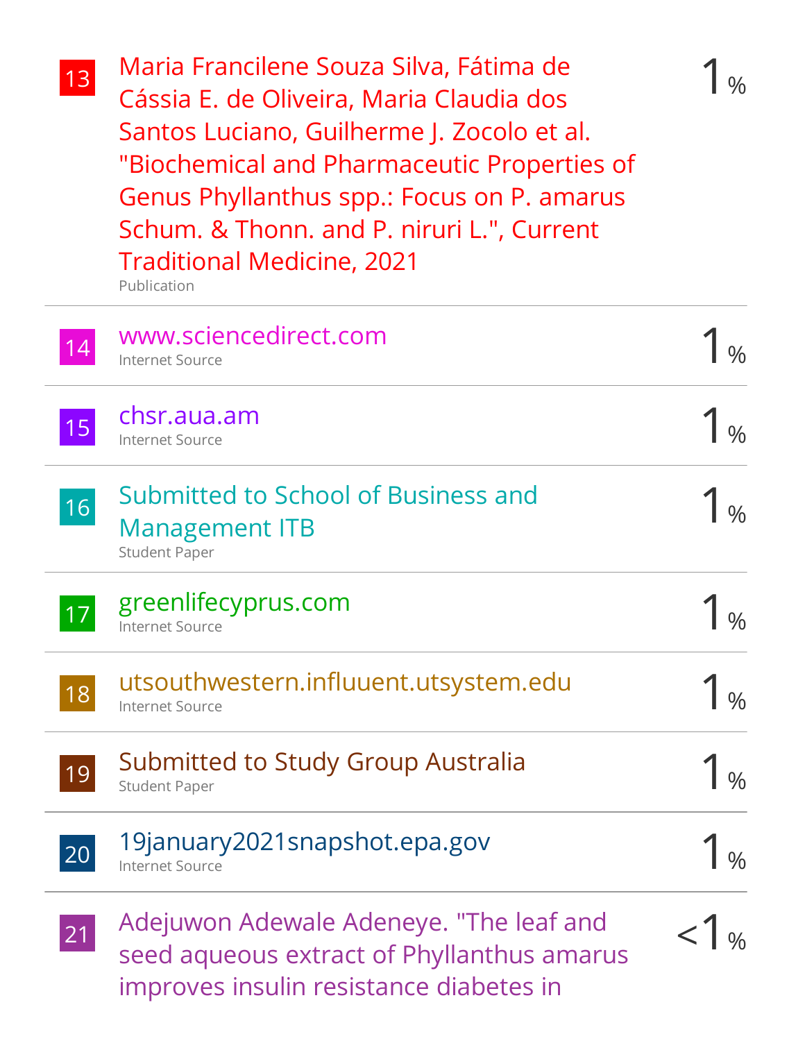| | | |
|---|---|---|
| 13 | Maria Francilene Souza Silva, Fátima de Cássia E. de Oliveira, Maria Claudia dos Santos Luciano, Guilherme J. Zocolo et al. "Biochemical and Pharmaceutic Properties of Genus Phyllanthus spp.: Focus on P. amarus Schum. & Thonn. and P. niruri L.", Current Traditional Medicine, 2021<br>Publication | 1 % |
| 14 | www.sciencedirect.com<br>Internet Source | 1 % |
| 15 | chsr.aua.am<br>Internet Source | 1 % |
| 16 | Submitted to School of Business and Management ITB<br>Student Paper | 1 % |
| 17 | greenlifecyprus.com<br>Internet Source | 1 % |
| 18 | utsouthwestern.influuent.utsystem.edu<br>Internet Source | 1 % |
| 19 | Submitted to Study Group Australia<br>Student Paper | 1 % |
| 20 | 19january2021snapshot.epa.gov<br>Internet Source | 1 % |
| 21 | Adejuwon Adewale Adeneye. "The leaf and seed aqueous extract of Phyllanthus amarus improves insulin resistance diabetes in | <1 % |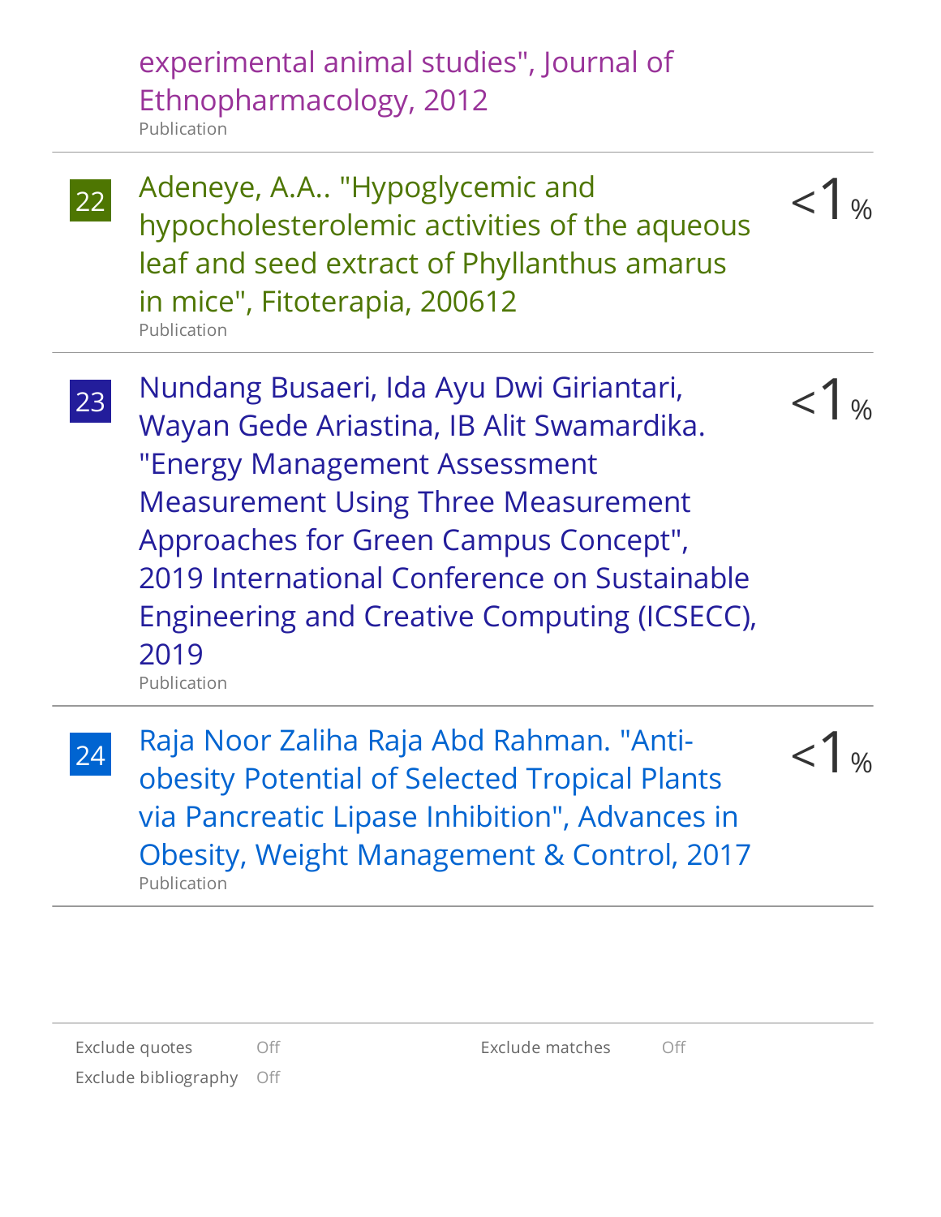experimental animal studies", Journal of Ethnopharmacology, 2012

Publication

| | | |
|---|---|---|
| 22 | Adeneye, A.A.. "Hypoglycemic and hypocholesterolemic activities of the aqueous leaf and seed extract of Phyllanthus amarus in mice", Fitoterapia, 200612<br>Publication | <1 % |
| 23 | Nundang Busaeri, Ida Ayu Dwi Giriantari, Wayan Gede Ariastina, IB Alit Swamardika. "Energy Management Assessment Measurement Using Three Measurement Approaches for Green Campus Concept", 2019 International Conference on Sustainable Engineering and Creative Computing (ICSECC), 2019<br>Publication | <1 % |
| 24 | Raja Noor Zaliha Raja Abd Rahman. "Anti-obesity Potential of Selected Tropical Plants via Pancreatic Lipase Inhibition", Advances in Obesity, Weight Management & Control, 2017<br>Publication | <1 % |

Exclude quotes Off

Exclude bibliography Off

Exclude matches Off